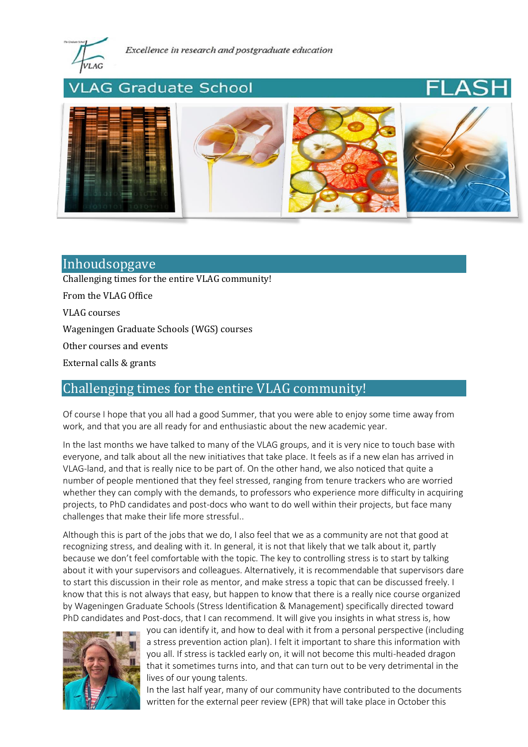*Excellence in research and postgraduate education*

# VLAG Graduate School FLASH

## Inhoudsopgave

Challenging times for the entire VLAG community!

From the VLAG Office

VLAG courses

Wageningen Graduate Schools (WGS) courses

Other courses and events

External calls & grants

## Challenging times for the entire VLAG community!

Of course I hope that you all had a good Summer, that you were able to enjoy some time away from work, and that you are all ready for and enthusiastic about the new academic year.

In the last months we have talked to many of the VLAG groups, and it is very nice to touch base with everyone, and talk about all the new initiatives that take place. It feels as if a new elan has arrived in VLAG-land, and that is really nice to be part of. On the other hand, we also noticed that quite a number of people mentioned that they feel stressed, ranging from tenure trackers who are worried whether they can comply with the demands, to professors who experience more difficulty in acquiring projects, to PhD candidates and post-docs who want to do well within their projects, but face many challenges that make their life more stressful..

Although this is part of the jobs that we do, I also feel that we as a community are not that good at recognizing stress, and dealing with it. In general, it is not that likely that we talk about it, partly because we don't feel comfortable with the topic. The key to controlling stress is to start by talking about it with your supervisors and colleagues. Alternatively, it is recommendable that supervisors dare to start this discussion in their role as mentor, and make stress a topic that can be discussed freely. I know that this is not always that easy, but happen to know that there is a really nice course organized by Wageningen Graduate Schools (Stress Identification & Management) specifically directed toward PhD candidates and Post-docs, that I can recommend. It will give you insights in what stress is, how you can identify it, and how to deal with it from a personal perspective (including a stress prevention action plan). I felt it important to share this information with you all. If stress is tackled early on, it will not become this multi-headed dragon that it sometimes turns into, and that can turn out to be very detrimental in the lives of our young talents.

In the last half year, many of our community have contributed to the documents written for the external peer review (EPR) that will take place in October this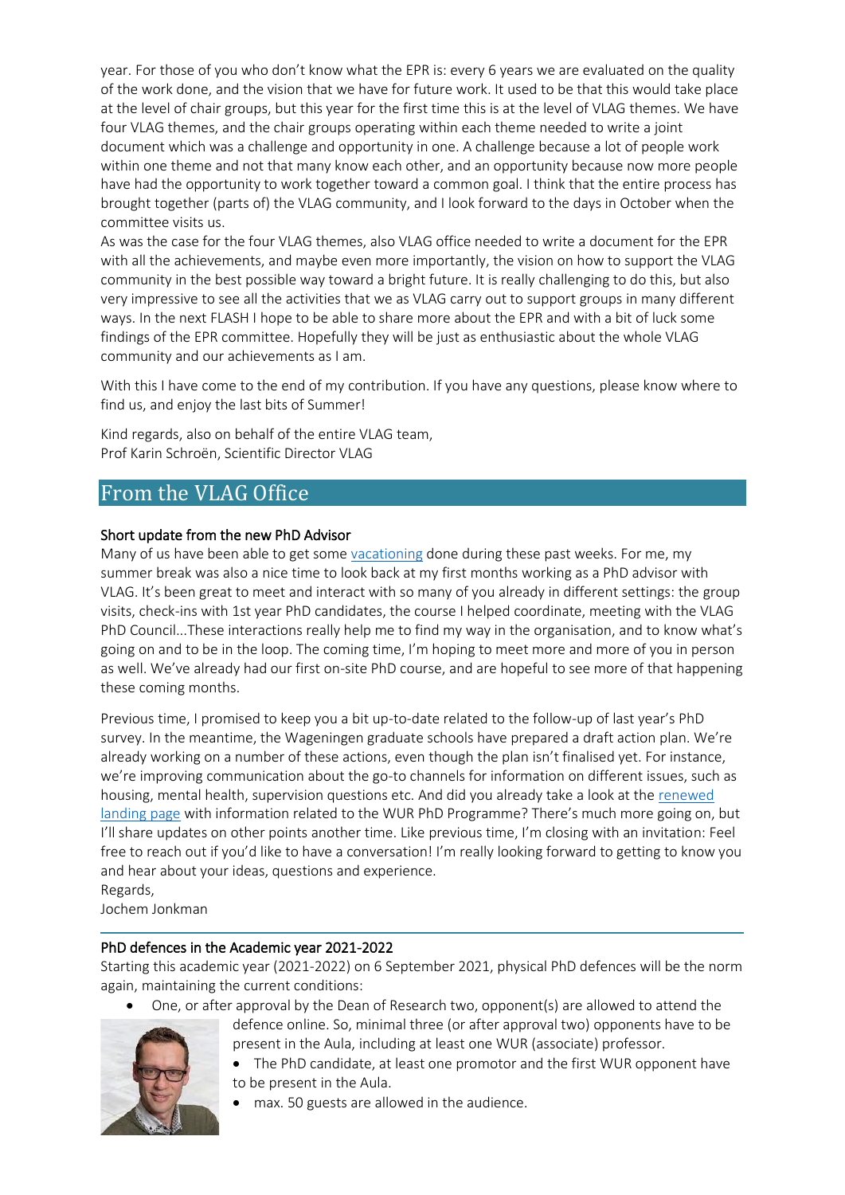year. For those of you who don't know what the EPR is: every 6 years we are evaluated on the quality of the work done, and the vision that we have for future work. It used to be that this would take place at the level of chair groups, but this year for the first time this is at the level of VLAG themes. We have four VLAG themes, and the chair groups operating within each theme needed to write a joint document which was a challenge and opportunity in one. A challenge because a lot of people work within one theme and not that many know each other, and an opportunity because now more people have had the opportunity to work together toward a common goal. I think that the entire process has brought together (parts of) the VLAG community, and I look forward to the days in October when the committee visits us.
As was the case for the four VLAG themes, also VLAG office needed to write a document for the EPR with all the achievements, and maybe even more importantly, the vision on how to support the VLAG community in the best possible way toward a bright future. It is really challenging to do this, but also very impressive to see all the activities that we as VLAG carry out to support groups in many different ways. In the next FLASH I hope to be able to share more about the EPR and with a bit of luck some findings of the EPR committee. Hopefully they will be just as enthusiastic about the whole VLAG community and our achievements as I am.

With this I have come to the end of my contribution. If you have any questions, please know where to find us, and enjoy the last bits of Summer!

Kind regards, also on behalf of the entire VLAG team,
Prof Karin Schroën, Scientific Director VLAG

## From the VLAG Office

### Short update from the new PhD Advisor

Many of us have been able to get some vacationing done during these past weeks. For me, my summer break was also a nice time to look back at my first months working as a PhD advisor with VLAG. It's been great to meet and interact with so many of you already in different settings: the group visits, check-ins with 1st year PhD candidates, the course I helped coordinate, meeting with the VLAG PhD Council...These interactions really help me to find my way in the organisation, and to know what's going on and to be in the loop. The coming time, I'm hoping to meet more and more of you in person as well. We've already had our first on-site PhD course, and are hopeful to see more of that happening these coming months.

Previous time, I promised to keep you a bit up-to-date related to the follow-up of last year's PhD survey. In the meantime, the Wageningen graduate schools have prepared a draft action plan. We're already working on a number of these actions, even though the plan isn't finalised yet. For instance, we're improving communication about the go-to channels for information on different issues, such as housing, mental health, supervision questions etc. And did you already take a look at the renewed landing page with information related to the WUR PhD Programme? There's much more going on, but I'll share updates on other points another time. Like previous time, I'm closing with an invitation: Feel free to reach out if you'd like to have a conversation! I'm really looking forward to getting to know you and hear about your ideas, questions and experience.
Regards,
Jochem Jonkman

---

### PhD defences in the Academic year 2021-2022

Starting this academic year (2021-2022) on 6 September 2021, physical PhD defences will be the norm again, maintaining the current conditions:

- One, or after approval by the Dean of Research two, opponent(s) are allowed to attend the defence online. So, minimal three (or after approval two) opponents have to be present in the Aula, including at least one WUR (associate) professor.
- The PhD candidate, at least one promotor and the first WUR opponent have to be present in the Aula.
- max. 50 guests are allowed in the audience.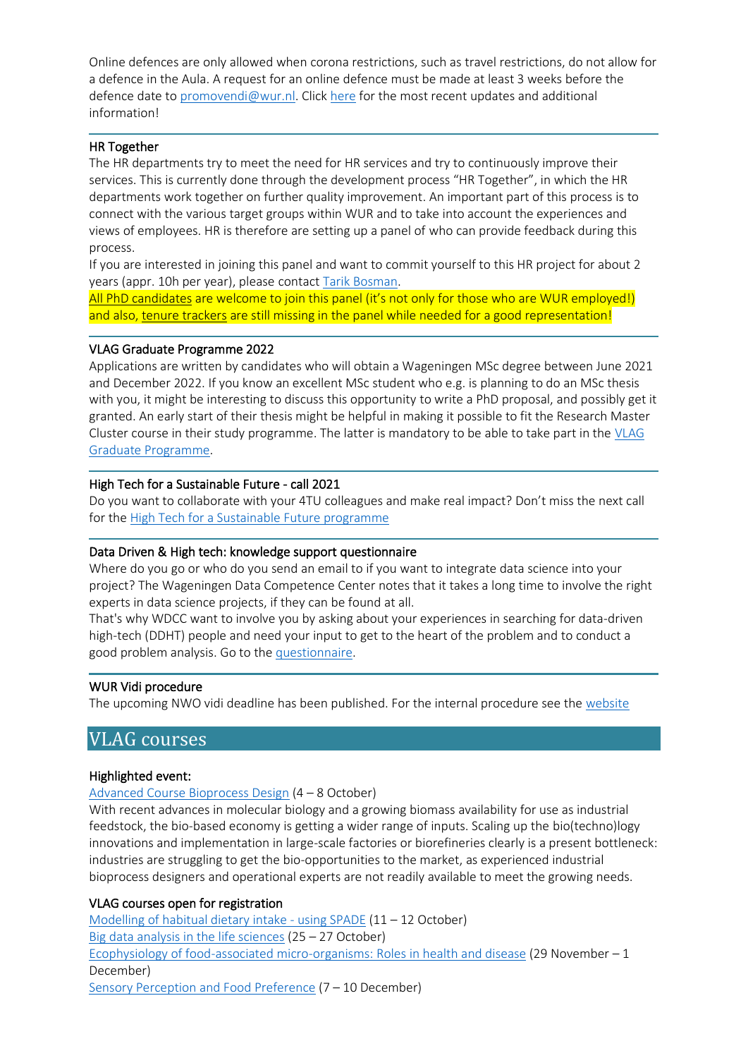Online defences are only allowed when corona restrictions, such as travel restrictions, do not allow for a defence in the Aula. A request for an online defence must be made at least 3 weeks before the defence date to promovendi@wur.nl. Click here for the most recent updates and additional information!

---

### HR Together

The HR departments try to meet the need for HR services and try to continuously improve their services. This is currently done through the development process "HR Together", in which the HR departments work together on further quality improvement. An important part of this process is to connect with the various target groups within WUR and to take into account the experiences and views of employees. HR is therefore are setting up a panel of who can provide feedback during this process.

If you are interested in joining this panel and want to commit yourself to this HR project for about 2 years (appr. 10h per year), please contact Tarik Bosman.

All PhD candidates are welcome to join this panel (it's not only for those who are WUR employed!) and also, tenure trackers are still missing in the panel while needed for a good representation!

---

### VLAG Graduate Programme 2022

Applications are written by candidates who will obtain a Wageningen MSc degree between June 2021 and December 2022. If you know an excellent MSc student who e.g. is planning to do an MSc thesis with you, it might be interesting to discuss this opportunity to write a PhD proposal, and possibly get it granted. An early start of their thesis might be helpful in making it possible to fit the Research Master Cluster course in their study programme. The latter is mandatory to be able to take part in the VLAG Graduate Programme.

---

### High Tech for a Sustainable Future - call 2021

Do you want to collaborate with your 4TU colleagues and make real impact? Don't miss the next call for the High Tech for a Sustainable Future programme

---

### Data Driven & High tech: knowledge support questionnaire

Where do you go or who do you send an email to if you want to integrate data science into your project? The Wageningen Data Competence Center notes that it takes a long time to involve the right experts in data science projects, if they can be found at all.

That's why WDCC want to involve you by asking about your experiences in searching for data-driven high-tech (DDHT) people and need your input to get to the heart of the problem and to conduct a good problem analysis. Go to the questionnaire.

---

### WUR Vidi procedure

The upcoming NWO vidi deadline has been published. For the internal procedure see the website

## VLAG courses

### Highlighted event:

Advanced Course Bioprocess Design (4 – 8 October)

With recent advances in molecular biology and a growing biomass availability for use as industrial feedstock, the bio-based economy is getting a wider range of inputs. Scaling up the bio(techno)logy innovations and implementation in large-scale factories or biorefineries clearly is a present bottleneck: industries are struggling to get the bio-opportunities to the market, as experienced industrial bioprocess designers and operational experts are not readily available to meet the growing needs.

### VLAG courses open for registration

Modelling of habitual dietary intake - using SPADE (11 – 12 October)
Big data analysis in the life sciences (25 – 27 October)
Ecophysiology of food-associated micro-organisms: Roles in health and disease (29 November – 1 December)
Sensory Perception and Food Preference (7 – 10 December)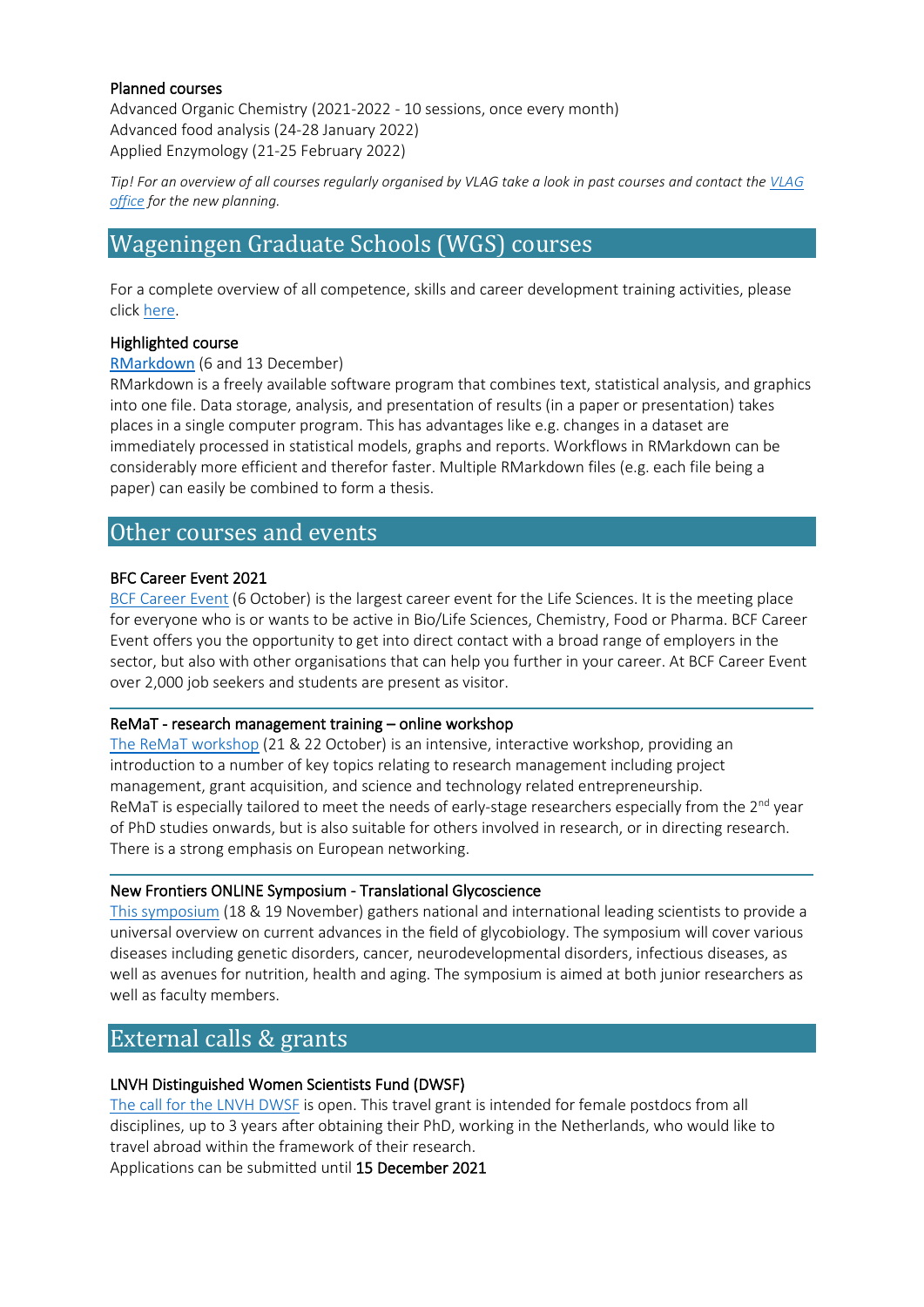**Planned courses**

Advanced Organic Chemistry (2021-2022 - 10 sessions, once every month)
Advanced food analysis (24-28 January 2022)
Applied Enzymology (21-25 February 2022)

*Tip! For an overview of all courses regularly organised by VLAG take a look in past courses and contact the VLAG office for the new planning.*

## Wageningen Graduate Schools (WGS) courses

For a complete overview of all competence, skills and career development training activities, please click here.

**Highlighted course**

RMarkdown (6 and 13 December)
RMarkdown is a freely available software program that combines text, statistical analysis, and graphics into one file. Data storage, analysis, and presentation of results (in a paper or presentation) takes places in a single computer program. This has advantages like e.g. changes in a dataset are immediately processed in statistical models, graphs and reports. Workflows in RMarkdown can be considerably more efficient and therefor faster. Multiple RMarkdown files (e.g. each file being a paper) can easily be combined to form a thesis.

## Other courses and events

**BFC Career Event 2021**

BCF Career Event (6 October) is the largest career event for the Life Sciences. It is the meeting place for everyone who is or wants to be active in Bio/Life Sciences, Chemistry, Food or Pharma. BCF Career Event offers you the opportunity to get into direct contact with a broad range of employers in the sector, but also with other organisations that can help you further in your career. At BCF Career Event over 2,000 job seekers and students are present as visitor.

---

**ReMaT - research management training – online workshop**

The ReMaT workshop (21 & 22 October) is an intensive, interactive workshop, providing an introduction to a number of key topics relating to research management including project management, grant acquisition, and science and technology related entrepreneurship.
ReMaT is especially tailored to meet the needs of early-stage researchers especially from the 2nd year of PhD studies onwards, but is also suitable for others involved in research, or in directing research. There is a strong emphasis on European networking.

---

**New Frontiers ONLINE Symposium - Translational Glycoscience**

This symposium (18 & 19 November) gathers national and international leading scientists to provide a universal overview on current advances in the field of glycobiology. The symposium will cover various diseases including genetic disorders, cancer, neurodevelopmental disorders, infectious diseases, as well as avenues for nutrition, health and aging. The symposium is aimed at both junior researchers as well as faculty members.

## External calls & grants

**LNVH Distinguished Women Scientists Fund (DWSF)**

The call for the LNVH DWSF is open. This travel grant is intended for female postdocs from all disciplines, up to 3 years after obtaining their PhD, working in the Netherlands, who would like to travel abroad within the framework of their research.
Applications can be submitted until **15 December 2021**